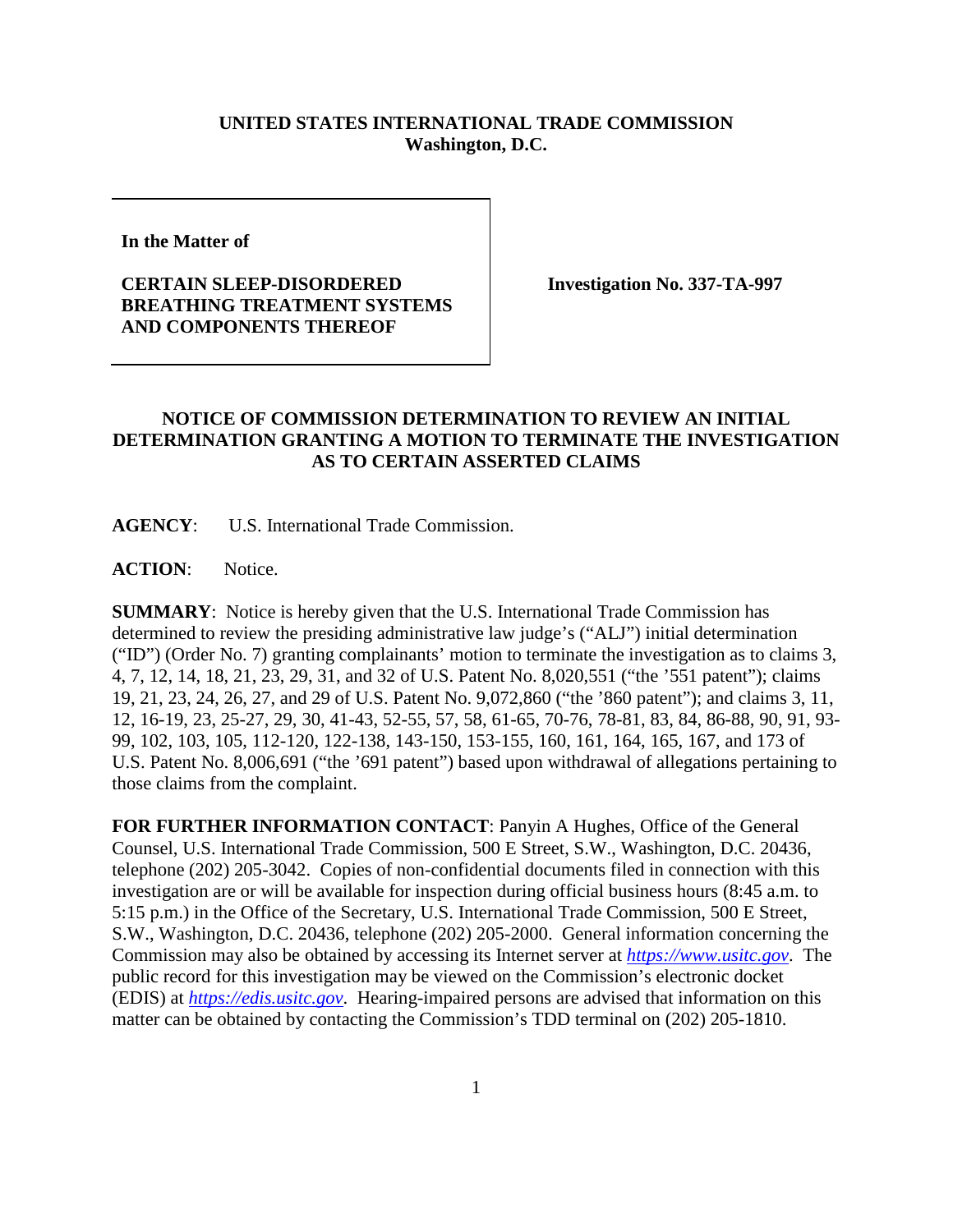**UNITED STATES INTERNATIONAL TRADE COMMISSION**
**Washington, D.C.**

| In the Matter of | |
|---|---|
| **CERTAIN SLEEP-DISORDERED BREATHING TREATMENT SYSTEMS AND COMPONENTS THEREOF** | **Investigation No. 337-TA-997** |

**NOTICE OF COMMISSION DETERMINATION TO REVIEW AN INITIAL DETERMINATION GRANTING A MOTION TO TERMINATE THE INVESTIGATION AS TO CERTAIN ASSERTED CLAIMS**

**AGENCY**: U.S. International Trade Commission.

**ACTION**: Notice.

**SUMMARY**: Notice is hereby given that the U.S. International Trade Commission has determined to review the presiding administrative law judge's ("ALJ") initial determination ("ID") (Order No. 7) granting complainants' motion to terminate the investigation as to claims 3, 4, 7, 12, 14, 18, 21, 23, 29, 31, and 32 of U.S. Patent No. 8,020,551 ("the '551 patent"); claims 19, 21, 23, 24, 26, 27, and 29 of U.S. Patent No. 9,072,860 ("the '860 patent"); and claims 3, 11, 12, 16-19, 23, 25-27, 29, 30, 41-43, 52-55, 57, 58, 61-65, 70-76, 78-81, 83, 84, 86-88, 90, 91, 93-99, 102, 103, 105, 112-120, 122-138, 143-150, 153-155, 160, 161, 164, 165, 167, and 173 of U.S. Patent No. 8,006,691 ("the '691 patent") based upon withdrawal of allegations pertaining to those claims from the complaint.

**FOR FURTHER INFORMATION CONTACT**: Panyin A Hughes, Office of the General Counsel, U.S. International Trade Commission, 500 E Street, S.W., Washington, D.C. 20436, telephone (202) 205-3042. Copies of non-confidential documents filed in connection with this investigation are or will be available for inspection during official business hours (8:45 a.m. to 5:15 p.m.) in the Office of the Secretary, U.S. International Trade Commission, 500 E Street, S.W., Washington, D.C. 20436, telephone (202) 205-2000. General information concerning the Commission may also be obtained by accessing its Internet server at *https://www.usitc.gov*. The public record for this investigation may be viewed on the Commission's electronic docket (EDIS) at *https://edis.usitc.gov*. Hearing-impaired persons are advised that information on this matter can be obtained by contacting the Commission's TDD terminal on (202) 205-1810.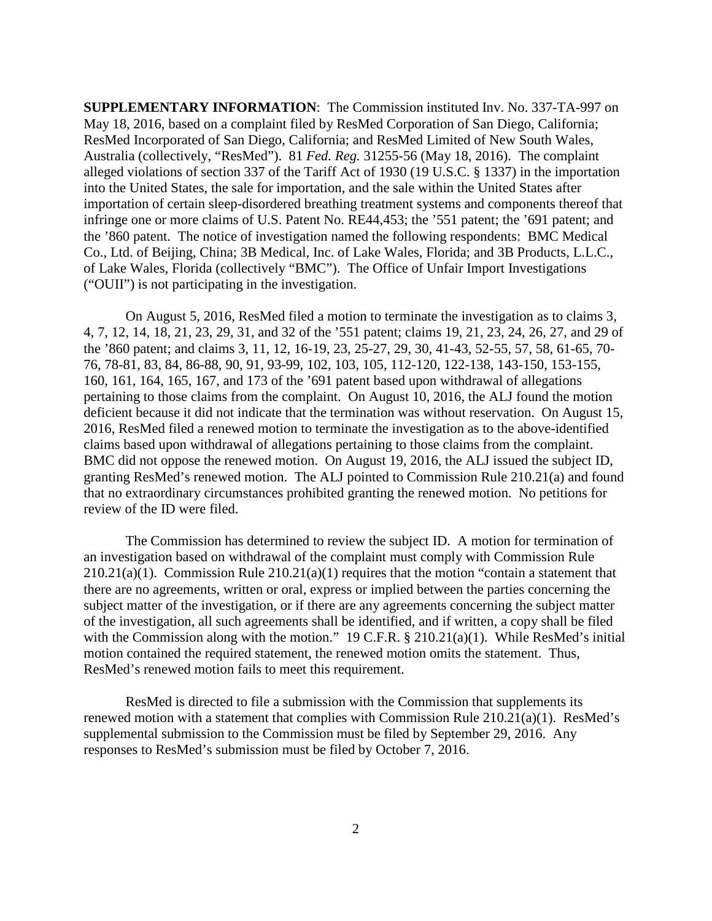**SUPPLEMENTARY INFORMATION**: The Commission instituted Inv. No. 337-TA-997 on May 18, 2016, based on a complaint filed by ResMed Corporation of San Diego, California; ResMed Incorporated of San Diego, California; and ResMed Limited of New South Wales, Australia (collectively, "ResMed"). 81 *Fed. Reg.* 31255-56 (May 18, 2016). The complaint alleged violations of section 337 of the Tariff Act of 1930 (19 U.S.C. § 1337) in the importation into the United States, the sale for importation, and the sale within the United States after importation of certain sleep-disordered breathing treatment systems and components thereof that infringe one or more claims of U.S. Patent No. RE44,453; the '551 patent; the '691 patent; and the '860 patent. The notice of investigation named the following respondents: BMC Medical Co., Ltd. of Beijing, China; 3B Medical, Inc. of Lake Wales, Florida; and 3B Products, L.L.C., of Lake Wales, Florida (collectively "BMC"). The Office of Unfair Import Investigations ("OUII") is not participating in the investigation.

On August 5, 2016, ResMed filed a motion to terminate the investigation as to claims 3, 4, 7, 12, 14, 18, 21, 23, 29, 31, and 32 of the '551 patent; claims 19, 21, 23, 24, 26, 27, and 29 of the '860 patent; and claims 3, 11, 12, 16-19, 23, 25-27, 29, 30, 41-43, 52-55, 57, 58, 61-65, 70-76, 78-81, 83, 84, 86-88, 90, 91, 93-99, 102, 103, 105, 112-120, 122-138, 143-150, 153-155, 160, 161, 164, 165, 167, and 173 of the '691 patent based upon withdrawal of allegations pertaining to those claims from the complaint. On August 10, 2016, the ALJ found the motion deficient because it did not indicate that the termination was without reservation. On August 15, 2016, ResMed filed a renewed motion to terminate the investigation as to the above-identified claims based upon withdrawal of allegations pertaining to those claims from the complaint. BMC did not oppose the renewed motion. On August 19, 2016, the ALJ issued the subject ID, granting ResMed's renewed motion. The ALJ pointed to Commission Rule 210.21(a) and found that no extraordinary circumstances prohibited granting the renewed motion. No petitions for review of the ID were filed.

The Commission has determined to review the subject ID. A motion for termination of an investigation based on withdrawal of the complaint must comply with Commission Rule 210.21(a)(1). Commission Rule 210.21(a)(1) requires that the motion "contain a statement that there are no agreements, written or oral, express or implied between the parties concerning the subject matter of the investigation, or if there are any agreements concerning the subject matter of the investigation, all such agreements shall be identified, and if written, a copy shall be filed with the Commission along with the motion." 19 C.F.R. § 210.21(a)(1). While ResMed's initial motion contained the required statement, the renewed motion omits the statement. Thus, ResMed's renewed motion fails to meet this requirement.

ResMed is directed to file a submission with the Commission that supplements its renewed motion with a statement that complies with Commission Rule 210.21(a)(1). ResMed's supplemental submission to the Commission must be filed by September 29, 2016. Any responses to ResMed's submission must be filed by October 7, 2016.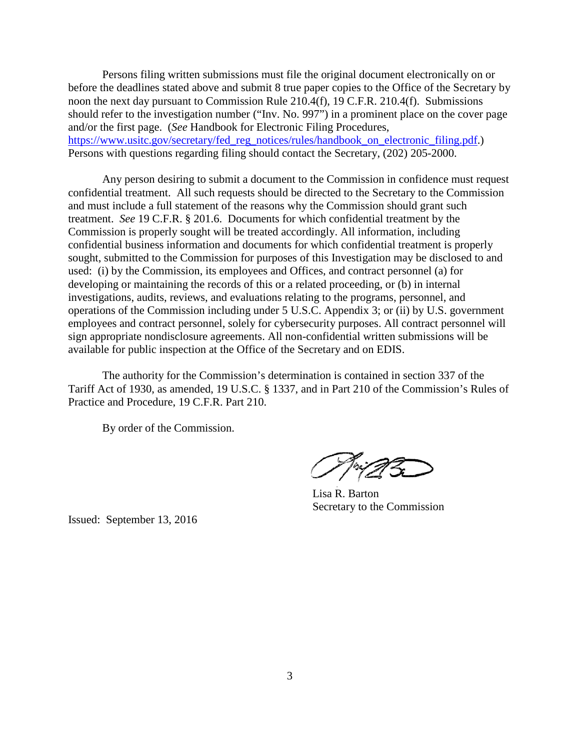Persons filing written submissions must file the original document electronically on or before the deadlines stated above and submit 8 true paper copies to the Office of the Secretary by noon the next day pursuant to Commission Rule 210.4(f), 19 C.F.R. 210.4(f). Submissions should refer to the investigation number ("Inv. No. 997") in a prominent place on the cover page and/or the first page. (*See* Handbook for Electronic Filing Procedures, https://www.usitc.gov/secretary/fed_reg_notices/rules/handbook_on_electronic_filing.pdf.) Persons with questions regarding filing should contact the Secretary, (202) 205-2000.

Any person desiring to submit a document to the Commission in confidence must request confidential treatment. All such requests should be directed to the Secretary to the Commission and must include a full statement of the reasons why the Commission should grant such treatment. *See* 19 C.F.R. § 201.6. Documents for which confidential treatment by the Commission is properly sought will be treated accordingly. All information, including confidential business information and documents for which confidential treatment is properly sought, submitted to the Commission for purposes of this Investigation may be disclosed to and used: (i) by the Commission, its employees and Offices, and contract personnel (a) for developing or maintaining the records of this or a related proceeding, or (b) in internal investigations, audits, reviews, and evaluations relating to the programs, personnel, and operations of the Commission including under 5 U.S.C. Appendix 3; or (ii) by U.S. government employees and contract personnel, solely for cybersecurity purposes. All contract personnel will sign appropriate nondisclosure agreements. All non-confidential written submissions will be available for public inspection at the Office of the Secretary and on EDIS.

The authority for the Commission's determination is contained in section 337 of the Tariff Act of 1930, as amended, 19 U.S.C. § 1337, and in Part 210 of the Commission's Rules of Practice and Procedure, 19 C.F.R. Part 210.

By order of the Commission.

Lisa R. Barton
Secretary to the Commission

Issued: September 13, 2016